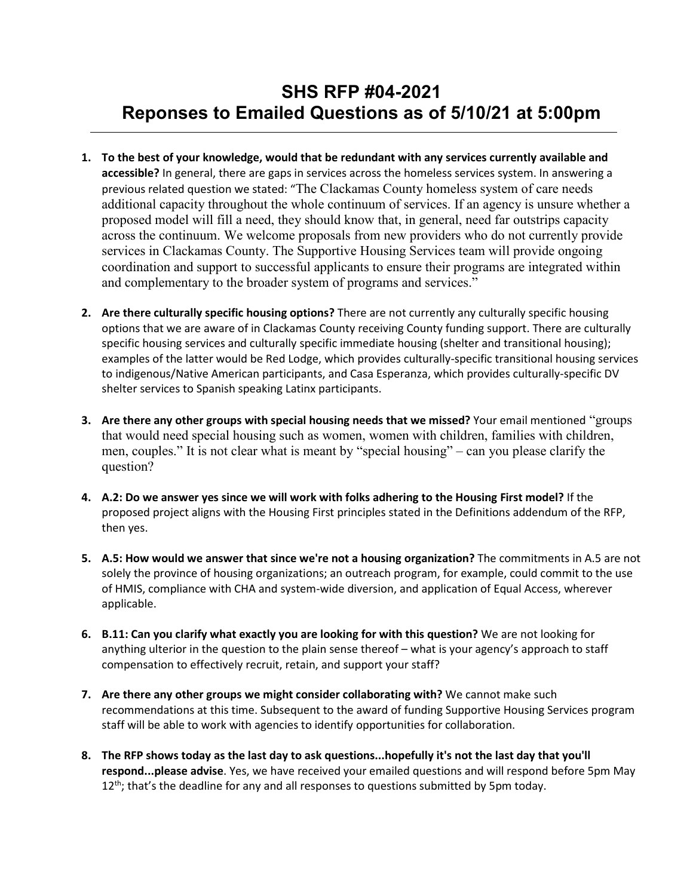# SHS RFP #04-2021
# Reponses to Emailed Questions as of 5/10/21 at 5:00pm

---

1. **To the best of your knowledge, would that be redundant with any services currently available and accessible?** In general, there are gaps in services across the homeless services system. In answering a previous related question we stated: "The Clackamas County homeless system of care needs additional capacity throughout the whole continuum of services. If an agency is unsure whether a proposed model will fill a need, they should know that, in general, need far outstrips capacity across the continuum. We welcome proposals from new providers who do not currently provide services in Clackamas County. The Supportive Housing Services team will provide ongoing coordination and support to successful applicants to ensure their programs are integrated within and complementary to the broader system of programs and services."

2. **Are there culturally specific housing options?** There are not currently any culturally specific housing options that we are aware of in Clackamas County receiving County funding support. There are culturally specific housing services and culturally specific immediate housing (shelter and transitional housing); examples of the latter would be Red Lodge, which provides culturally-specific transitional housing services to indigenous/Native American participants, and Casa Esperanza, which provides culturally-specific DV shelter services to Spanish speaking Latinx participants.

3. **Are there any other groups with special housing needs that we missed?** Your email mentioned "groups that would need special housing such as women, women with children, families with children, men, couples." It is not clear what is meant by "special housing" – can you please clarify the question?

4. **A.2: Do we answer yes since we will work with folks adhering to the Housing First model?** If the proposed project aligns with the Housing First principles stated in the Definitions addendum of the RFP, then yes.

5. **A.5: How would we answer that since we're not a housing organization?** The commitments in A.5 are not solely the province of housing organizations; an outreach program, for example, could commit to the use of HMIS, compliance with CHA and system-wide diversion, and application of Equal Access, wherever applicable.

6. **B.11: Can you clarify what exactly you are looking for with this question?** We are not looking for anything ulterior in the question to the plain sense thereof – what is your agency's approach to staff compensation to effectively recruit, retain, and support your staff?

7. **Are there any other groups we might consider collaborating with?** We cannot make such recommendations at this time. Subsequent to the award of funding Supportive Housing Services program staff will be able to work with agencies to identify opportunities for collaboration.

8. **The RFP shows today as the last day to ask questions...hopefully it's not the last day that you'll respond...please advise**. Yes, we have received your emailed questions and will respond before 5pm May 12th; that's the deadline for any and all responses to questions submitted by 5pm today.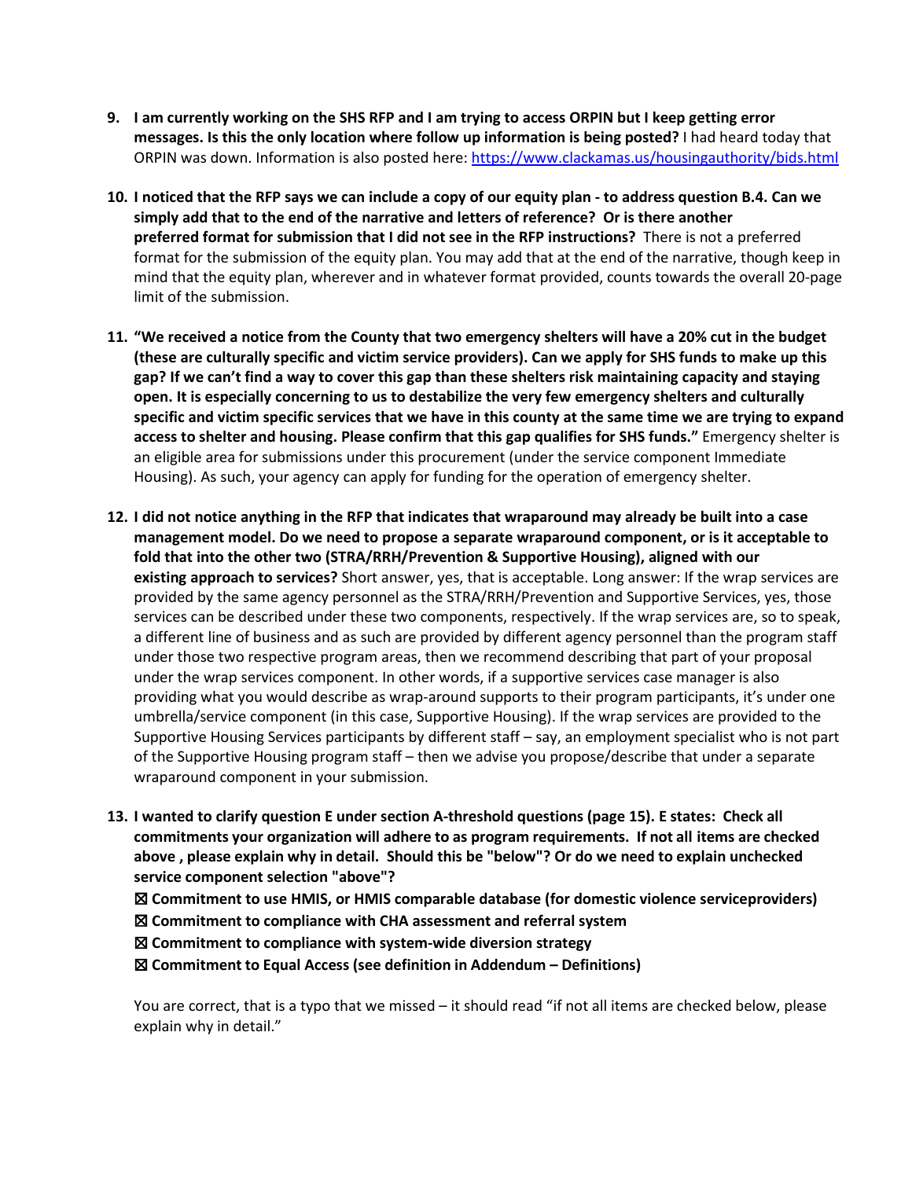9. **I am currently working on the SHS RFP and I am trying to access ORPIN but I keep getting error messages. Is this the only location where follow up information is being posted?** I had heard today that ORPIN was down. Information is also posted here: https://www.clackamas.us/housingauthority/bids.html

10. **I noticed that the RFP says we can include a copy of our equity plan - to address question B.4. Can we simply add that to the end of the narrative and letters of reference? Or is there another preferred format for submission that I did not see in the RFP instructions?** There is not a preferred format for the submission of the equity plan. You may add that at the end of the narrative, though keep in mind that the equity plan, wherever and in whatever format provided, counts towards the overall 20-page limit of the submission.

11. **"We received a notice from the County that two emergency shelters will have a 20% cut in the budget (these are culturally specific and victim service providers). Can we apply for SHS funds to make up this gap? If we can't find a way to cover this gap than these shelters risk maintaining capacity and staying open. It is especially concerning to us to destabilize the very few emergency shelters and culturally specific and victim specific services that we have in this county at the same time we are trying to expand access to shelter and housing. Please confirm that this gap qualifies for SHS funds."** Emergency shelter is an eligible area for submissions under this procurement (under the service component Immediate Housing). As such, your agency can apply for funding for the operation of emergency shelter.

12. **I did not notice anything in the RFP that indicates that wraparound may already be built into a case management model. Do we need to propose a separate wraparound component, or is it acceptable to fold that into the other two (STRA/RRH/Prevention & Supportive Housing), aligned with our existing approach to services?** Short answer, yes, that is acceptable. Long answer: If the wrap services are provided by the same agency personnel as the STRA/RRH/Prevention and Supportive Services, yes, those services can be described under these two components, respectively. If the wrap services are, so to speak, a different line of business and as such are provided by different agency personnel than the program staff under those two respective program areas, then we recommend describing that part of your proposal under the wrap services component. In other words, if a supportive services case manager is also providing what you would describe as wrap-around supports to their program participants, it's under one umbrella/service component (in this case, Supportive Housing). If the wrap services are provided to the Supportive Housing Services participants by different staff – say, an employment specialist who is not part of the Supportive Housing program staff – then we advise you propose/describe that under a separate wraparound component in your submission.

13. **I wanted to clarify question E under section A-threshold questions (page 15). E states: Check all commitments your organization will adhere to as program requirements. If not all items are checked above , please explain why in detail. Should this be "below"? Or do we need to explain unchecked service component selection "above"?**

    **☒ Commitment to use HMIS, or HMIS comparable database (for domestic violence serviceproviders)**
    **☒ Commitment to compliance with CHA assessment and referral system**
    **☒ Commitment to compliance with system-wide diversion strategy**
    **☒ Commitment to Equal Access (see definition in Addendum – Definitions)**

    You are correct, that is a typo that we missed – it should read "if not all items are checked below, please explain why in detail."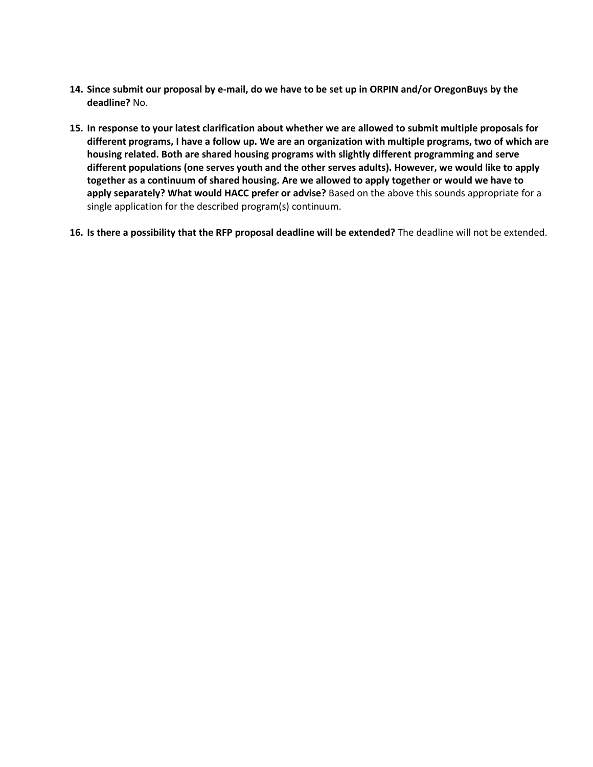14. **Since submit our proposal by e-mail, do we have to be set up in ORPIN and/or OregonBuys by the deadline?** No.

15. **In response to your latest clarification about whether we are allowed to submit multiple proposals for different programs, I have a follow up. We are an organization with multiple programs, two of which are housing related. Both are shared housing programs with slightly different programming and serve different populations (one serves youth and the other serves adults). However, we would like to apply together as a continuum of shared housing. Are we allowed to apply together or would we have to apply separately? What would HACC prefer or advise?** Based on the above this sounds appropriate for a single application for the described program(s) continuum.

16. **Is there a possibility that the RFP proposal deadline will be extended?** The deadline will not be extended.